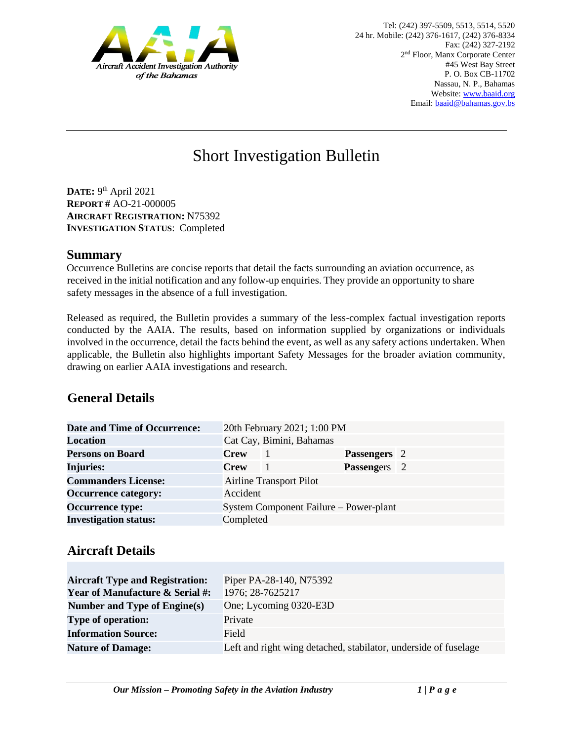Aircraft Accident Investigation Authority of the Bahamas

Tel: (242) 397-5509, 5513, 5514, 5520
24 hr. Mobile: (242) 376-1617, (242) 376-8334
Fax: (242) 327-2192
2nd Floor, Manx Corporate Center
#45 West Bay Street
P. O. Box CB-11702
Nassau, N. P., Bahamas
Website: www.baaid.org
Email: baaid@bahamas.gov.bs

# Short Investigation Bulletin

**DATE:** 9th April 2021
**REPORT #** AO-21-000005
**AIRCRAFT REGISTRATION:** N75392
**INVESTIGATION STATUS**: Completed

## Summary

Occurrence Bulletins are concise reports that detail the facts surrounding an aviation occurrence, as received in the initial notification and any follow-up enquiries. They provide an opportunity to share safety messages in the absence of a full investigation.

Released as required, the Bulletin provides a summary of the less-complex factual investigation reports conducted by the AAIA. The results, based on information supplied by organizations or individuals involved in the occurrence, detail the facts behind the event, as well as any safety actions undertaken. When applicable, the Bulletin also highlights important Safety Messages for the broader aviation community, drawing on earlier AAIA investigations and research.

## General Details

| | | | | |
|---|---|---|---|---|
| **Date and Time of Occurrence:** | 20th February 2021; 1:00 PM | | | |
| **Location** | Cat Cay, Bimini, Bahamas | | | |
| **Persons on Board** | **Crew** | 1 | **Passengers** | 2 |
| **Injuries:** | **Crew** | 1 | **Passengers** | 2 |
| **Commanders License:** | Airline Transport Pilot | | | |
| **Occurrence category:** | Accident | | | |
| **Occurrence type:** | System Component Failure – Power-plant | | | |
| **Investigation status:** | Completed | | | |

## Aircraft Details

| | |
|---|---|
| **Aircraft Type and Registration:** | Piper PA-28-140, N75392 |
| **Year of Manufacture & Serial #:** | 1976; 28-7625217 |
| **Number and Type of Engine(s)** | One; Lycoming 0320-E3D |
| **Type of operation:** | Private |
| **Information Source:** | Field |
| **Nature of Damage:** | Left and right wing detached, stabilator, underside of fuselage |

*Our Mission – Promoting Safety in the Aviation Industry*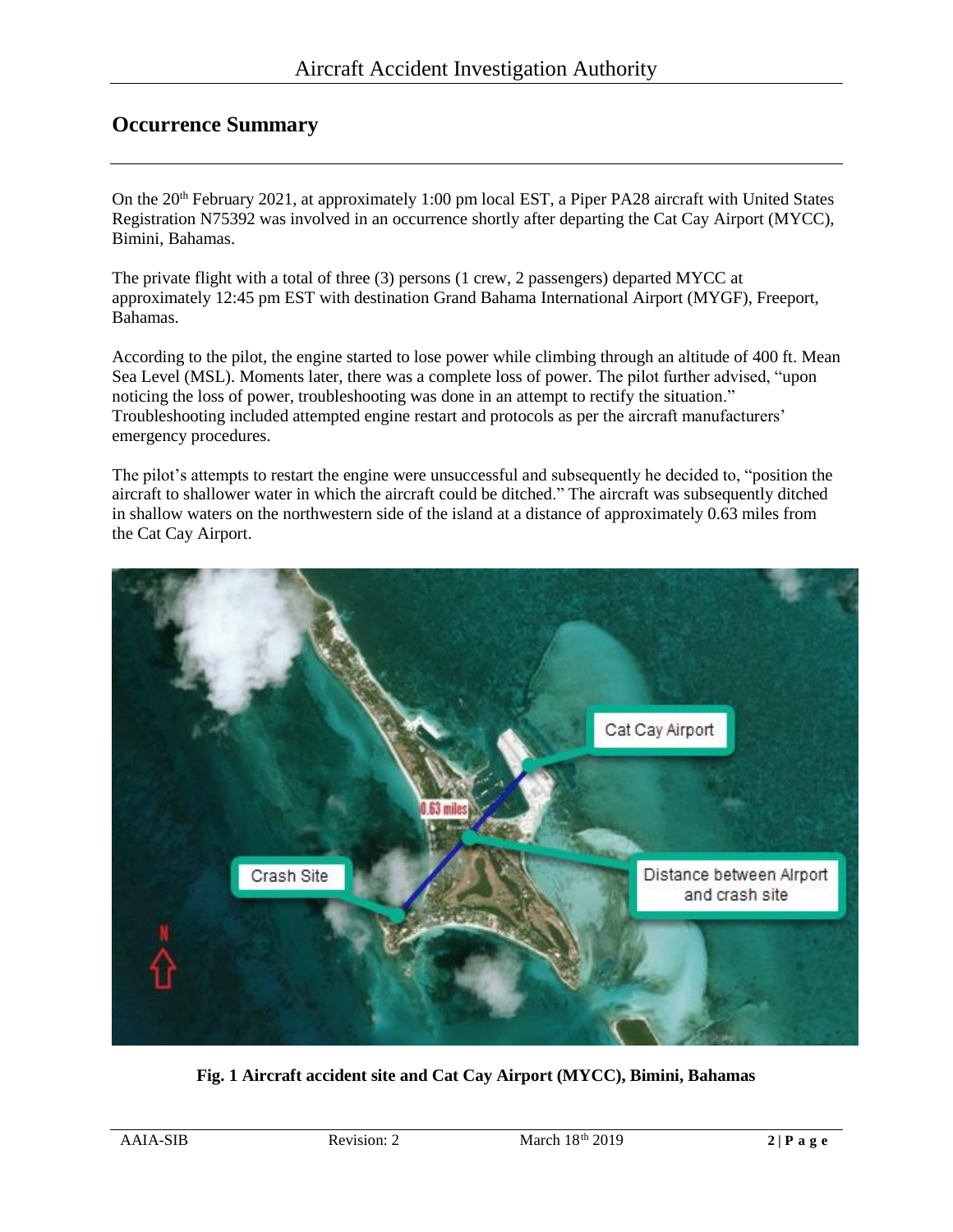## Occurrence Summary

On the 20th February 2021, at approximately 1:00 pm local EST, a Piper PA28 aircraft with United States Registration N75392 was involved in an occurrence shortly after departing the Cat Cay Airport (MYCC), Bimini, Bahamas.

The private flight with a total of three (3) persons (1 crew, 2 passengers) departed MYCC at approximately 12:45 pm EST with destination Grand Bahama International Airport (MYGF), Freeport, Bahamas.

According to the pilot, the engine started to lose power while climbing through an altitude of 400 ft. Mean Sea Level (MSL). Moments later, there was a complete loss of power. The pilot further advised, "upon noticing the loss of power, troubleshooting was done in an attempt to rectify the situation." Troubleshooting included attempted engine restart and protocols as per the aircraft manufacturers' emergency procedures.

The pilot's attempts to restart the engine were unsuccessful and subsequently he decided to, "position the aircraft to shallower water in which the aircraft could be ditched." The aircraft was subsequently ditched in shallow waters on the northwestern side of the island at a distance of approximately 0.63 miles from the Cat Cay Airport.

**Fig. 1 Aircraft accident site and Cat Cay Airport (MYCC), Bimini, Bahamas**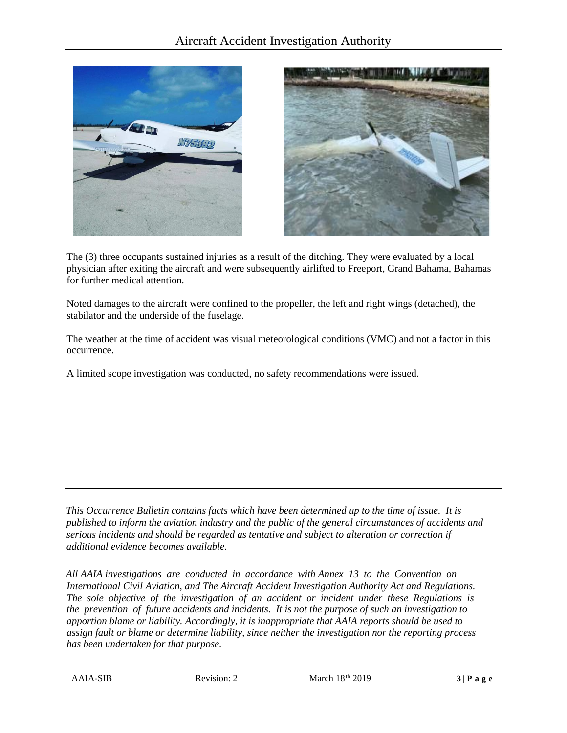The (3) three occupants sustained injuries as a result of the ditching. They were evaluated by a local physician after exiting the aircraft and were subsequently airlifted to Freeport, Grand Bahama, Bahamas for further medical attention.

Noted damages to the aircraft were confined to the propeller, the left and right wings (detached), the stabilator and the underside of the fuselage.

The weather at the time of accident was visual meteorological conditions (VMC) and not a factor in this occurrence.

A limited scope investigation was conducted, no safety recommendations were issued.

---

*This Occurrence Bulletin contains facts which have been determined up to the time of issue. It is published to inform the aviation industry and the public of the general circumstances of accidents and serious incidents and should be regarded as tentative and subject to alteration or correction if additional evidence becomes available.*

*All AAIA investigations are conducted in accordance with Annex 13 to the Convention on International Civil Aviation, and The Aircraft Accident Investigation Authority Act and Regulations. The sole objective of the investigation of an accident or incident under these Regulations is the prevention of future accidents and incidents. It is not the purpose of such an investigation to apportion blame or liability. Accordingly, it is inappropriate that AAIA reports should be used to assign fault or blame or determine liability, since neither the investigation nor the reporting process has been undertaken for that purpose.*